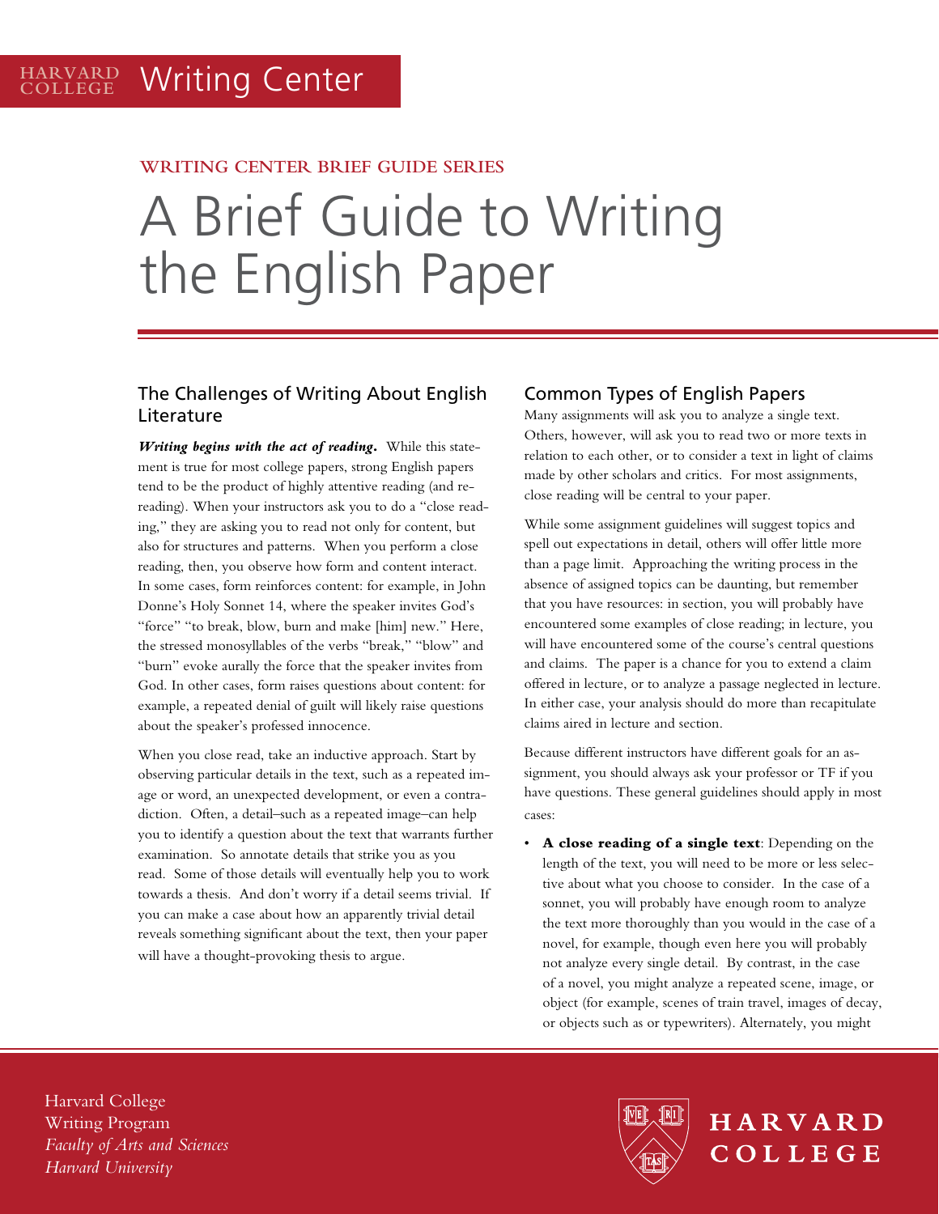Harvard College Writing Center

WRITING CENTER BRIEF GUIDE SERIES

# A Brief Guide to Writing the English Paper

## The Challenges of Writing About English Literature

***Writing begins with the act of reading.*** While this statement is true for most college papers, strong English papers tend to be the product of highly attentive reading (and rereading). When your instructors ask you to do a "close reading," they are asking you to read not only for content, but also for structures and patterns. When you perform a close reading, then, you observe how form and content interact. In some cases, form reinforces content: for example, in John Donne's Holy Sonnet 14, where the speaker invites God's "force" "to break, blow, burn and make [him] new." Here, the stressed monosyllables of the verbs "break," "blow" and "burn" evoke aurally the force that the speaker invites from God. In other cases, form raises questions about content: for example, a repeated denial of guilt will likely raise questions about the speaker's professed innocence.

When you close read, take an inductive approach. Start by observing particular details in the text, such as a repeated image or word, an unexpected development, or even a contradiction. Often, a detail–such as a repeated image–can help you to identify a question about the text that warrants further examination. So annotate details that strike you as you read. Some of those details will eventually help you to work towards a thesis. And don't worry if a detail seems trivial. If you can make a case about how an apparently trivial detail reveals something significant about the text, then your paper will have a thought-provoking thesis to argue.

## Common Types of English Papers

Many assignments will ask you to analyze a single text. Others, however, will ask you to read two or more texts in relation to each other, or to consider a text in light of claims made by other scholars and critics. For most assignments, close reading will be central to your paper.

While some assignment guidelines will suggest topics and spell out expectations in detail, others will offer little more than a page limit. Approaching the writing process in the absence of assigned topics can be daunting, but remember that you have resources: in section, you will probably have encountered some examples of close reading; in lecture, you will have encountered some of the course's central questions and claims. The paper is a chance for you to extend a claim offered in lecture, or to analyze a passage neglected in lecture. In either case, your analysis should do more than recapitulate claims aired in lecture and section.

Because different instructors have different goals for an assignment, you should always ask your professor or TF if you have questions. These general guidelines should apply in most cases:

- **A close reading of a single text**: Depending on the length of the text, you will need to be more or less selective about what you choose to consider. In the case of a sonnet, you will probably have enough room to analyze the text more thoroughly than you would in the case of a novel, for example, though even here you will probably not analyze every single detail. By contrast, in the case of a novel, you might analyze a repeated scene, image, or object (for example, scenes of train travel, images of decay, or objects such as or typewriters). Alternately, you might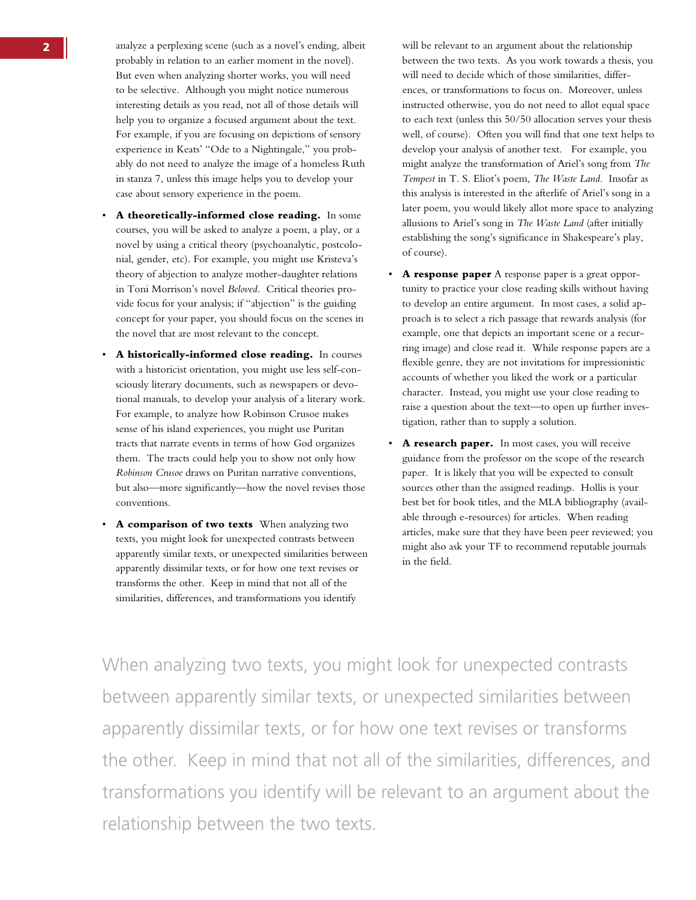analyze a perplexing scene (such as a novel's ending, albeit probably in relation to an earlier moment in the novel). But even when analyzing shorter works, you will need to be selective. Although you might notice numerous interesting details as you read, not all of those details will help you to organize a focused argument about the text. For example, if you are focusing on depictions of sensory experience in Keats' "Ode to a Nightingale," you probably do not need to analyze the image of a homeless Ruth in stanza 7, unless this image helps you to develop your case about sensory experience in the poem.

- **A theoretically-informed close reading.** In some courses, you will be asked to analyze a poem, a play, or a novel by using a critical theory (psychoanalytic, postcolonial, gender, etc). For example, you might use Kristeva's theory of abjection to analyze mother-daughter relations in Toni Morrison's novel *Beloved*. Critical theories provide focus for your analysis; if "abjection" is the guiding concept for your paper, you should focus on the scenes in the novel that are most relevant to the concept.
- **A historically-informed close reading.** In courses with a historicist orientation, you might use less self-consciously literary documents, such as newspapers or devotional manuals, to develop your analysis of a literary work. For example, to analyze how Robinson Crusoe makes sense of his island experiences, you might use Puritan tracts that narrate events in terms of how God organizes them. The tracts could help you to show not only how *Robinson Crusoe* draws on Puritan narrative conventions, but also—more significantly—how the novel revises those conventions.
- **A comparison of two texts** When analyzing two texts, you might look for unexpected contrasts between apparently similar texts, or unexpected similarities between apparently dissimilar texts, or for how one text revises or transforms the other. Keep in mind that not all of the similarities, differences, and transformations you identify will be relevant to an argument about the relationship between the two texts. As you work towards a thesis, you will need to decide which of those similarities, differences, or transformations to focus on. Moreover, unless instructed otherwise, you do not need to allot equal space to each text (unless this 50/50 allocation serves your thesis well, of course). Often you will find that one text helps to develop your analysis of another text. For example, you might analyze the transformation of Ariel's song from *The Tempest* in T. S. Eliot's poem, *The Waste Land*. Insofar as this analysis is interested in the afterlife of Ariel's song in a later poem, you would likely allot more space to analyzing allusions to Ariel's song in *The Waste Land* (after initially establishing the song's significance in Shakespeare's play, of course).
- **A response paper** A response paper is a great opportunity to practice your close reading skills without having to develop an entire argument. In most cases, a solid approach is to select a rich passage that rewards analysis (for example, one that depicts an important scene or a recurring image) and close read it. While response papers are a flexible genre, they are not invitations for impressionistic accounts of whether you liked the work or a particular character. Instead, you might use your close reading to raise a question about the text—to open up further investigation, rather than to supply a solution.
- **A research paper.** In most cases, you will receive guidance from the professor on the scope of the research paper. It is likely that you will be expected to consult sources other than the assigned readings. Hollis is your best bet for book titles, and the MLA bibliography (available through e-resources) for articles. When reading articles, make sure that they have been peer reviewed; you might also ask your TF to recommend reputable journals in the field.

When analyzing two texts, you might look for unexpected contrasts between apparently similar texts, or unexpected similarities between apparently dissimilar texts, or for how one text revises or transforms the other. Keep in mind that not all of the similarities, differences, and transformations you identify will be relevant to an argument about the relationship between the two texts.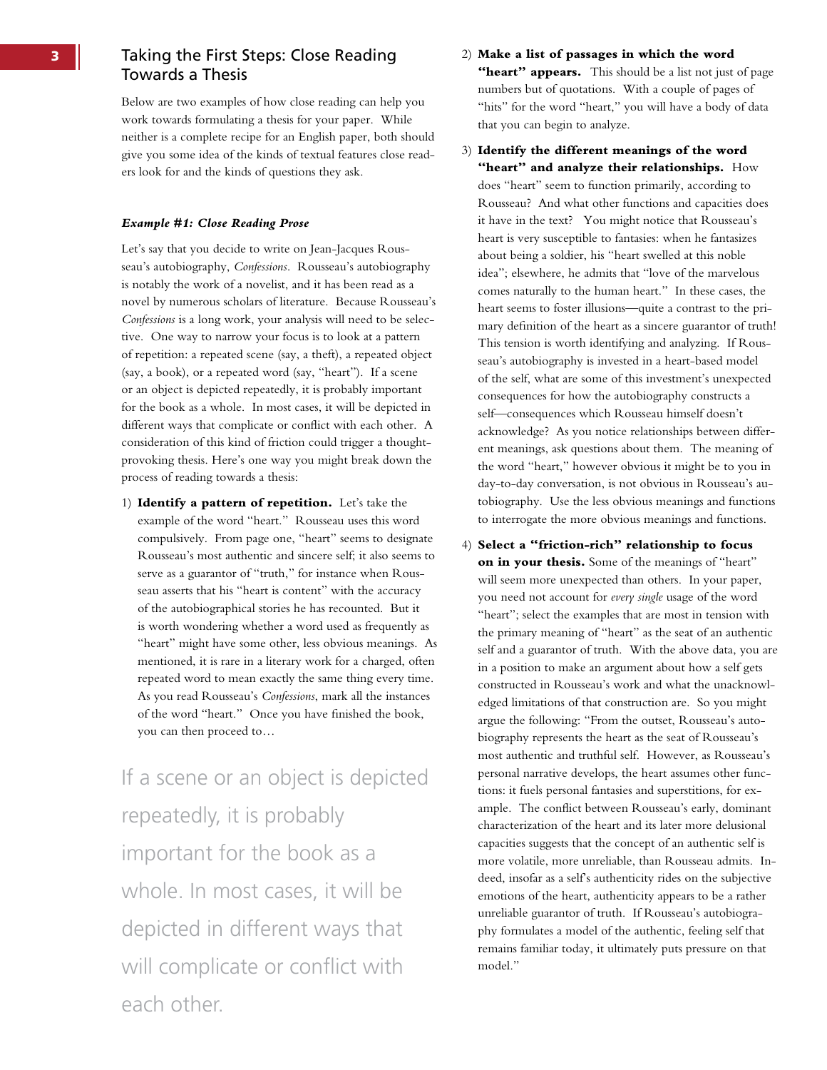## Taking the First Steps: Close Reading Towards a Thesis

Below are two examples of how close reading can help you work towards formulating a thesis for your paper. While neither is a complete recipe for an English paper, both should give you some idea of the kinds of textual features close readers look for and the kinds of questions they ask.

### *Example #1: Close Reading Prose*

Let's say that you decide to write on Jean-Jacques Rousseau's autobiography, *Confessions*. Rousseau's autobiography is notably the work of a novelist, and it has been read as a novel by numerous scholars of literature. Because Rousseau's *Confessions* is a long work, your analysis will need to be selective. One way to narrow your focus is to look at a pattern of repetition: a repeated scene (say, a theft), a repeated object (say, a book), or a repeated word (say, "heart"). If a scene or an object is depicted repeatedly, it is probably important for the book as a whole. In most cases, it will be depicted in different ways that complicate or conflict with each other. A consideration of this kind of friction could trigger a thought-provoking thesis. Here's one way you might break down the process of reading towards a thesis:

1) **Identify a pattern of repetition.** Let's take the example of the word "heart." Rousseau uses this word compulsively. From page one, "heart" seems to designate Rousseau's most authentic and sincere self; it also seems to serve as a guarantor of "truth," for instance when Rousseau asserts that his "heart is content" with the accuracy of the autobiographical stories he has recounted. But it is worth wondering whether a word used as frequently as "heart" might have some other, less obvious meanings. As mentioned, it is rare in a literary work for a charged, often repeated word to mean exactly the same thing every time. As you read Rousseau's *Confessions*, mark all the instances of the word "heart." Once you have finished the book, you can then proceed to…

> If a scene or an object is depicted repeatedly, it is probably important for the book as a whole. In most cases, it will be depicted in different ways that will complicate or conflict with each other.

2) **Make a list of passages in which the word "heart" appears.** This should be a list not just of page numbers but of quotations. With a couple of pages of "hits" for the word "heart," you will have a body of data that you can begin to analyze.

3) **Identify the different meanings of the word "heart" and analyze their relationships.** How does "heart" seem to function primarily, according to Rousseau? And what other functions and capacities does it have in the text? You might notice that Rousseau's heart is very susceptible to fantasies: when he fantasizes about being a soldier, his "heart swelled at this noble idea"; elsewhere, he admits that "love of the marvelous comes naturally to the human heart." In these cases, the heart seems to foster illusions—quite a contrast to the primary definition of the heart as a sincere guarantor of truth! This tension is worth identifying and analyzing. If Rousseau's autobiography is invested in a heart-based model of the self, what are some of this investment's unexpected consequences for how the autobiography constructs a self—consequences which Rousseau himself doesn't acknowledge? As you notice relationships between different meanings, ask questions about them. The meaning of the word "heart," however obvious it might be to you in day-to-day conversation, is not obvious in Rousseau's autobiography. Use the less obvious meanings and functions to interrogate the more obvious meanings and functions.

4) **Select a "friction-rich" relationship to focus on in your thesis.** Some of the meanings of "heart" will seem more unexpected than others. In your paper, you need not account for *every single* usage of the word "heart"; select the examples that are most in tension with the primary meaning of "heart" as the seat of an authentic self and a guarantor of truth. With the above data, you are in a position to make an argument about how a self gets constructed in Rousseau's work and what the unacknowledged limitations of that construction are. So you might argue the following: "From the outset, Rousseau's autobiography represents the heart as the seat of Rousseau's most authentic and truthful self. However, as Rousseau's personal narrative develops, the heart assumes other functions: it fuels personal fantasies and superstitions, for example. The conflict between Rousseau's early, dominant characterization of the heart and its later more delusional capacities suggests that the concept of an authentic self is more volatile, more unreliable, than Rousseau admits. Indeed, insofar as a self's authenticity rides on the subjective emotions of the heart, authenticity appears to be a rather unreliable guarantor of truth. If Rousseau's autobiography formulates a model of the authentic, feeling self that remains familiar today, it ultimately puts pressure on that model."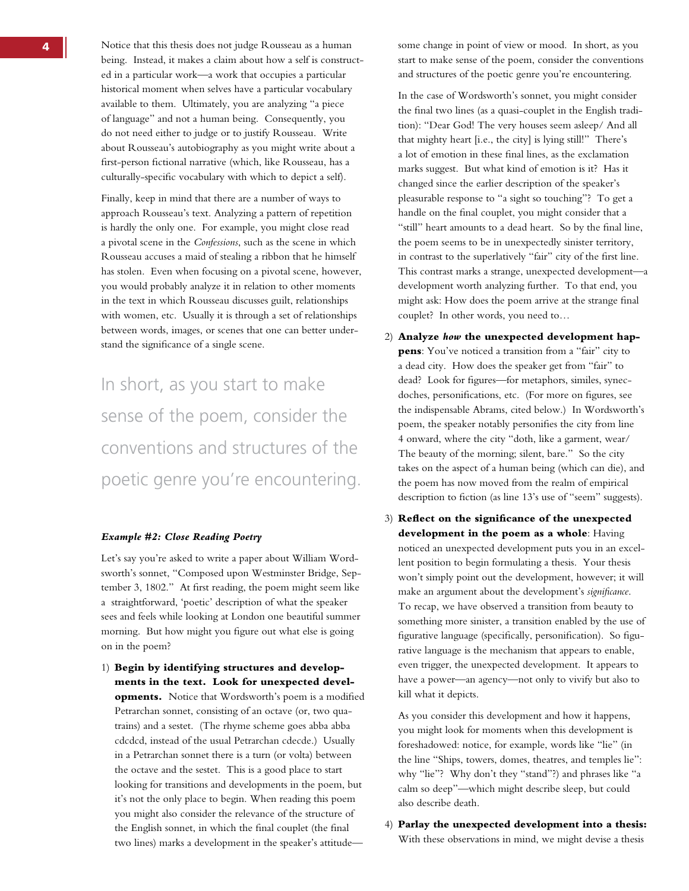Notice that this thesis does not judge Rousseau as a human being. Instead, it makes a claim about how a self is constructed in a particular work—a work that occupies a particular historical moment when selves have a particular vocabulary available to them. Ultimately, you are analyzing "a piece of language" and not a human being. Consequently, you do not need either to judge or to justify Rousseau. Write about Rousseau's autobiography as you might write about a first-person fictional narrative (which, like Rousseau, has a culturally-specific vocabulary with which to depict a self).

Finally, keep in mind that there are a number of ways to approach Rousseau's text. Analyzing a pattern of repetition is hardly the only one. For example, you might close read a pivotal scene in the *Confessions*, such as the scene in which Rousseau accuses a maid of stealing a ribbon that he himself has stolen. Even when focusing on a pivotal scene, however, you would probably analyze it in relation to other moments in the text in which Rousseau discusses guilt, relationships with women, etc. Usually it is through a set of relationships between words, images, or scenes that one can better understand the significance of a single scene.

> In short, as you start to make sense of the poem, consider the conventions and structures of the poetic genre you're encountering.

### *Example #2: Close Reading Poetry*

Let's say you're asked to write a paper about William Wordsworth's sonnet, "Composed upon Westminster Bridge, September 3, 1802." At first reading, the poem might seem like a straightforward, 'poetic' description of what the speaker sees and feels while looking at London one beautiful summer morning. But how might you figure out what else is going on in the poem?

1) **Begin by identifying structures and developments in the text. Look for unexpected developments.** Notice that Wordsworth's poem is a modified Petrarchan sonnet, consisting of an octave (or, two quatrains) and a sestet. (The rhyme scheme goes abba abba cdcdcd, instead of the usual Petrarchan cdecde.) Usually in a Petrarchan sonnet there is a turn (or volta) between the octave and the sestet. This is a good place to start looking for transitions and developments in the poem, but it's not the only place to begin. When reading this poem you might also consider the relevance of the structure of the English sonnet, in which the final couplet (the final two lines) marks a development in the speaker's attitude—some change in point of view or mood. In short, as you start to make sense of the poem, consider the conventions and structures of the poetic genre you're encountering.

   In the case of Wordsworth's sonnet, you might consider the final two lines (as a quasi-couplet in the English tradition): "Dear God! The very houses seem asleep/ And all that mighty heart [i.e., the city] is lying still!" There's a lot of emotion in these final lines, as the exclamation marks suggest. But what kind of emotion is it? Has it changed since the earlier description of the speaker's pleasurable response to "a sight so touching"? To get a handle on the final couplet, you might consider that a "still" heart amounts to a dead heart. So by the final line, the poem seems to be in unexpectedly sinister territory, in contrast to the superlatively "fair" city of the first line. This contrast marks a strange, unexpected development—a development worth analyzing further. To that end, you might ask: How does the poem arrive at the strange final couplet? In other words, you need to…

2) **Analyze *how* the unexpected development happens**: You've noticed a transition from a "fair" city to a dead city. How does the speaker get from "fair" to dead? Look for figures—for metaphors, similes, synecdoches, personifications, etc. (For more on figures, see the indispensable Abrams, cited below.) In Wordsworth's poem, the speaker notably personifies the city from line 4 onward, where the city "doth, like a garment, wear/ The beauty of the morning; silent, bare." So the city takes on the aspect of a human being (which can die), and the poem has now moved from the realm of empirical description to fiction (as line 13's use of "seem" suggests).

3) **Reflect on the significance of the unexpected development in the poem as a whole**: Having noticed an unexpected development puts you in an excellent position to begin formulating a thesis. Your thesis won't simply point out the development, however; it will make an argument about the development's *significance*. To recap, we have observed a transition from beauty to something more sinister, a transition enabled by the use of figurative language (specifically, personification). So figurative language is the mechanism that appears to enable, even trigger, the unexpected development. It appears to have a power—an agency—not only to vivify but also to kill what it depicts.

   As you consider this development and how it happens, you might look for moments when this development is foreshadowed: notice, for example, words like "lie" (in the line "Ships, towers, domes, theatres, and temples lie": why "lie"? Why don't they "stand"?) and phrases like "a calm so deep"—which might describe sleep, but could also describe death.

4) **Parlay the unexpected development into a thesis:** With these observations in mind, we might devise a thesis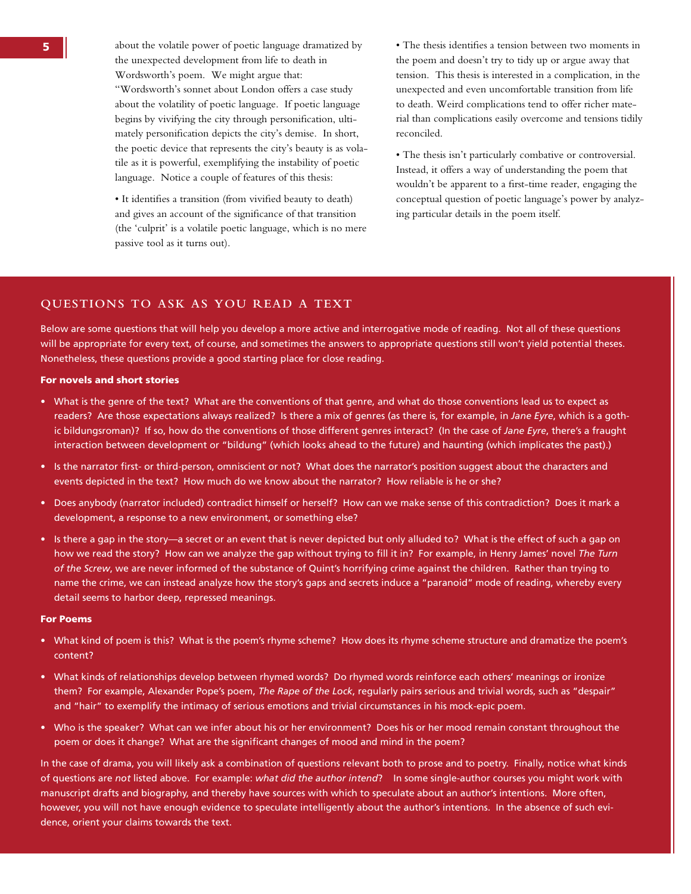about the volatile power of poetic language dramatized by the unexpected development from life to death in Wordsworth's poem. We might argue that: "Wordsworth's sonnet about London offers a case study about the volatility of poetic language. If poetic language begins by vivifying the city through personification, ultimately personification depicts the city's demise. In short, the poetic device that represents the city's beauty is as volatile as it is powerful, exemplifying the instability of poetic language. Notice a couple of features of this thesis:

• It identifies a transition (from vivified beauty to death) and gives an account of the significance of that transition (the 'culprit' is a volatile poetic language, which is no mere passive tool as it turns out).

• The thesis identifies a tension between two moments in the poem and doesn't try to tidy up or argue away that tension. This thesis is interested in a complication, in the unexpected and even uncomfortable transition from life to death. Weird complications tend to offer richer material than complications easily overcome and tensions tidily reconciled.

• The thesis isn't particularly combative or controversial. Instead, it offers a way of understanding the poem that wouldn't be apparent to a first-time reader, engaging the conceptual question of poetic language's power by analyzing particular details in the poem itself.

## QUESTIONS TO ASK AS YOU READ A TEXT

Below are some questions that will help you develop a more active and interrogative mode of reading. Not all of these questions will be appropriate for every text, of course, and sometimes the answers to appropriate questions still won't yield potential theses. Nonetheless, these questions provide a good starting place for close reading.

**For novels and short stories**

- What is the genre of the text? What are the conventions of that genre, and what do those conventions lead us to expect as readers? Are those expectations always realized? Is there a mix of genres (as there is, for example, in *Jane Eyre*, which is a gothic bildungsroman)? If so, how do the conventions of those different genres interact? (In the case of *Jane Eyre*, there's a fraught interaction between development or "bildung" (which looks ahead to the future) and haunting (which implicates the past).)
- Is the narrator first- or third-person, omniscient or not? What does the narrator's position suggest about the characters and events depicted in the text? How much do we know about the narrator? How reliable is he or she?
- Does anybody (narrator included) contradict himself or herself? How can we make sense of this contradiction? Does it mark a development, a response to a new environment, or something else?
- Is there a gap in the story—a secret or an event that is never depicted but only alluded to? What is the effect of such a gap on how we read the story? How can we analyze the gap without trying to fill it in? For example, in Henry James' novel *The Turn of the Screw*, we are never informed of the substance of Quint's horrifying crime against the children. Rather than trying to name the crime, we can instead analyze how the story's gaps and secrets induce a "paranoid" mode of reading, whereby every detail seems to harbor deep, repressed meanings.

**For Poems**

- What kind of poem is this? What is the poem's rhyme scheme? How does its rhyme scheme structure and dramatize the poem's content?
- What kinds of relationships develop between rhymed words? Do rhymed words reinforce each others' meanings or ironize them? For example, Alexander Pope's poem, *The Rape of the Lock*, regularly pairs serious and trivial words, such as "despair" and "hair" to exemplify the intimacy of serious emotions and trivial circumstances in his mock-epic poem.
- Who is the speaker? What can we infer about his or her environment? Does his or her mood remain constant throughout the poem or does it change? What are the significant changes of mood and mind in the poem?

In the case of drama, you will likely ask a combination of questions relevant both to prose and to poetry. Finally, notice what kinds of questions are *not* listed above. For example: *what did the author intend*? In some single-author courses you might work with manuscript drafts and biography, and thereby have sources with which to speculate about an author's intentions. More often, however, you will not have enough evidence to speculate intelligently about the author's intentions. In the absence of such evidence, orient your claims towards the text.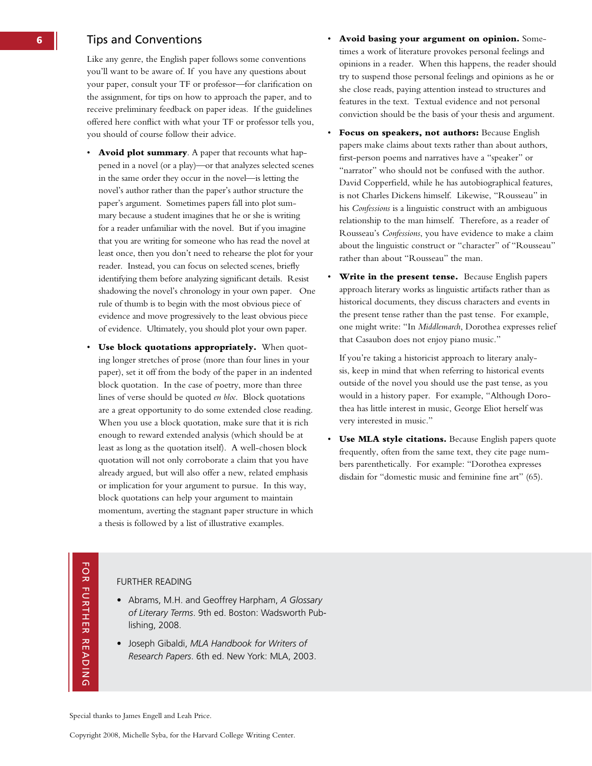## Tips and Conventions

Like any genre, the English paper follows some conventions you'll want to be aware of. If you have any questions about your paper, consult your TF or professor—for clarification on the assignment, for tips on how to approach the paper, and to receive preliminary feedback on paper ideas. If the guidelines offered here conflict with what your TF or professor tells you, you should of course follow their advice.

- **Avoid plot summary**. A paper that recounts what happened in a novel (or a play)—or that analyzes selected scenes in the same order they occur in the novel—is letting the novel's author rather than the paper's author structure the paper's argument. Sometimes papers fall into plot summary because a student imagines that he or she is writing for a reader unfamiliar with the novel. But if you imagine that you are writing for someone who has read the novel at least once, then you don't need to rehearse the plot for your reader. Instead, you can focus on selected scenes, briefly identifying them before analyzing significant details. Resist shadowing the novel's chronology in your own paper. One rule of thumb is to begin with the most obvious piece of evidence and move progressively to the least obvious piece of evidence. Ultimately, you should plot your own paper.

- **Use block quotations appropriately.** When quoting longer stretches of prose (more than four lines in your paper), set it off from the body of the paper in an indented block quotation. In the case of poetry, more than three lines of verse should be quoted *en bloc*. Block quotations are a great opportunity to do some extended close reading. When you use a block quotation, make sure that it is rich enough to reward extended analysis (which should be at least as long as the quotation itself). A well-chosen block quotation will not only corroborate a claim that you have already argued, but will also offer a new, related emphasis or implication for your argument to pursue. In this way, block quotations can help your argument to maintain momentum, averting the stagnant paper structure in which a thesis is followed by a list of illustrative examples.

- **Avoid basing your argument on opinion.** Sometimes a work of literature provokes personal feelings and opinions in a reader. When this happens, the reader should try to suspend those personal feelings and opinions as he or she close reads, paying attention instead to structures and features in the text. Textual evidence and not personal conviction should be the basis of your thesis and argument.

- **Focus on speakers, not authors:** Because English papers make claims about texts rather than about authors, first-person poems and narratives have a "speaker" or "narrator" who should not be confused with the author. David Copperfield, while he has autobiographical features, is not Charles Dickens himself. Likewise, "Rousseau" in his *Confessions* is a linguistic construct with an ambiguous relationship to the man himself. Therefore, as a reader of Rousseau's *Confessions*, you have evidence to make a claim about the linguistic construct or "character" of "Rousseau" rather than about "Rousseau" the man.

- **Write in the present tense.** Because English papers approach literary works as linguistic artifacts rather than as historical documents, they discuss characters and events in the present tense rather than the past tense. For example, one might write: "In *Middlemarch*, Dorothea expresses relief that Casaubon does not enjoy piano music."

  If you're taking a historicist approach to literary analysis, keep in mind that when referring to historical events outside of the novel you should use the past tense, as you would in a history paper. For example, "Although Dorothea has little interest in music, George Eliot herself was very interested in music."

- **Use MLA style citations.** Because English papers quote frequently, often from the same text, they cite page numbers parenthetically. For example: "Dorothea expresses disdain for "domestic music and feminine fine art" (65).

FOR FURTHER READING

FURTHER READING

- Abrams, M.H. and Geoffrey Harpham, *A Glossary of Literary Terms*. 9th ed. Boston: Wadsworth Publishing, 2008.
- Joseph Gibaldi, *MLA Handbook for Writers of Research Papers*. 6th ed. New York: MLA, 2003.

Special thanks to James Engell and Leah Price.

Copyright 2008, Michelle Syba, for the Harvard College Writing Center.